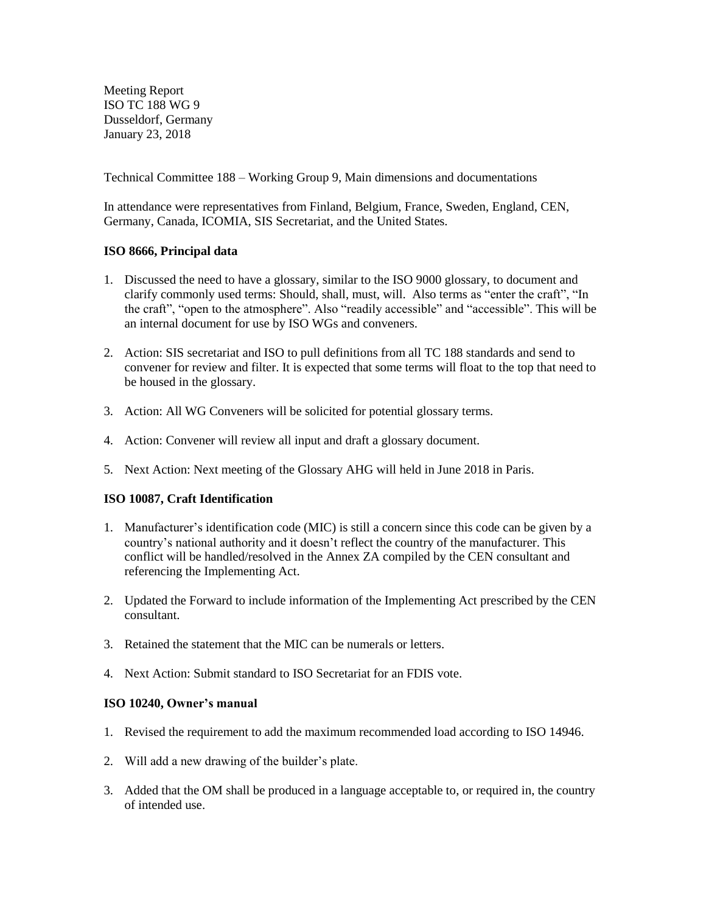Meeting Report
ISO TC 188 WG 9
Dusseldorf, Germany
January 23, 2018

Technical Committee 188 – Working Group 9, Main dimensions and documentations

In attendance were representatives from Finland, Belgium, France, Sweden, England, CEN, Germany, Canada, ICOMIA, SIS Secretariat, and the United States.

**ISO 8666, Principal data**

1. Discussed the need to have a glossary, similar to the ISO 9000 glossary, to document and clarify commonly used terms: Should, shall, must, will. Also terms as "enter the craft", "In the craft", "open to the atmosphere". Also "readily accessible" and "accessible". This will be an internal document for use by ISO WGs and conveners.
2. Action: SIS secretariat and ISO to pull definitions from all TC 188 standards and send to convener for review and filter. It is expected that some terms will float to the top that need to be housed in the glossary.
3. Action: All WG Conveners will be solicited for potential glossary terms.
4. Action: Convener will review all input and draft a glossary document.
5. Next Action: Next meeting of the Glossary AHG will held in June 2018 in Paris.

**ISO 10087, Craft Identification**

1. Manufacturer's identification code (MIC) is still a concern since this code can be given by a country's national authority and it doesn't reflect the country of the manufacturer. This conflict will be handled/resolved in the Annex ZA compiled by the CEN consultant and referencing the Implementing Act.
2. Updated the Forward to include information of the Implementing Act prescribed by the CEN consultant.
3. Retained the statement that the MIC can be numerals or letters.
4. Next Action: Submit standard to ISO Secretariat for an FDIS vote.

**ISO 10240, Owner's manual**

1. Revised the requirement to add the maximum recommended load according to ISO 14946.
2. Will add a new drawing of the builder's plate.
3. Added that the OM shall be produced in a language acceptable to, or required in, the country of intended use.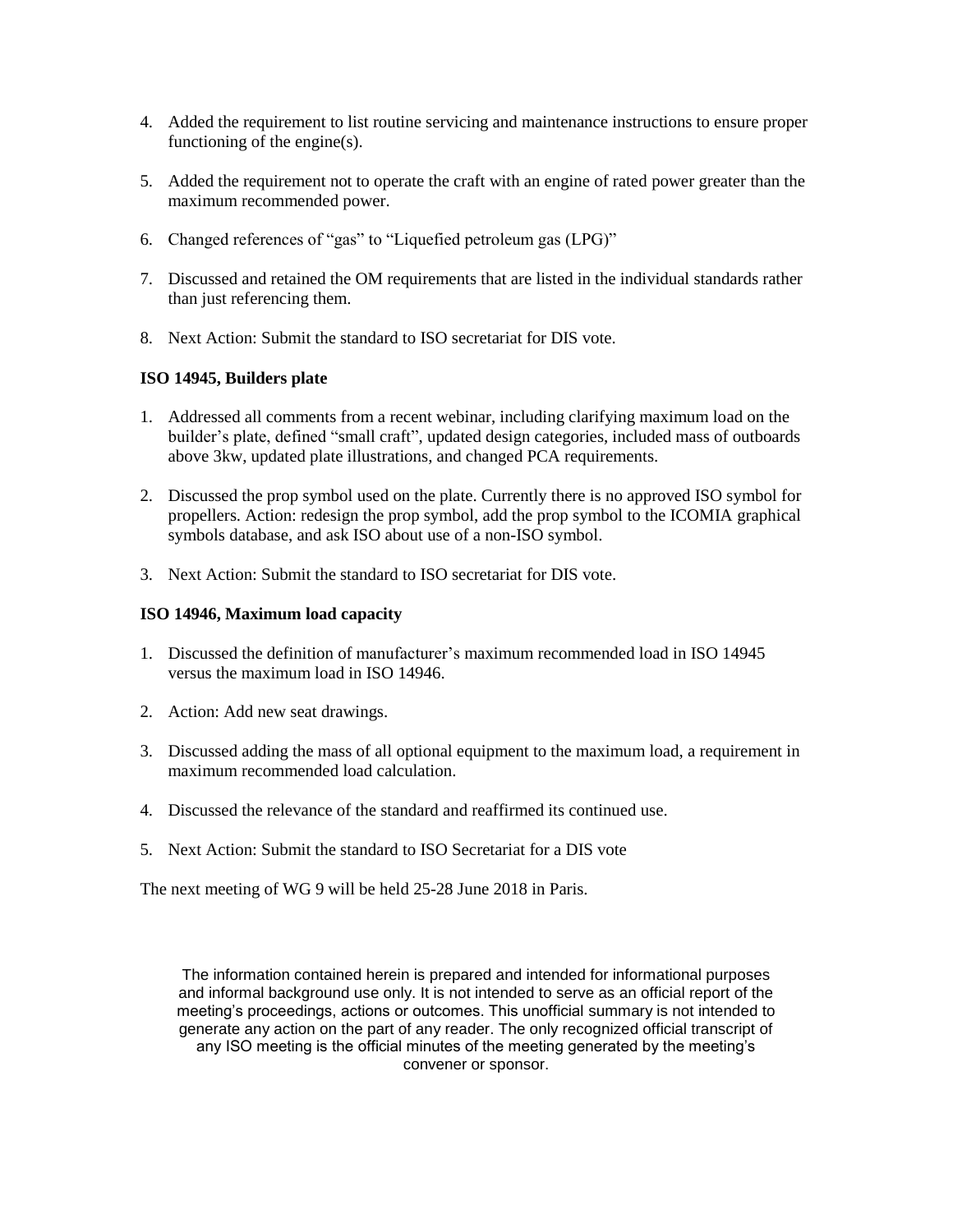4. Added the requirement to list routine servicing and maintenance instructions to ensure proper functioning of the engine(s).

5. Added the requirement not to operate the craft with an engine of rated power greater than the maximum recommended power.

6. Changed references of "gas" to "Liquefied petroleum gas (LPG)"

7. Discussed and retained the OM requirements that are listed in the individual standards rather than just referencing them.

8. Next Action: Submit the standard to ISO secretariat for DIS vote.

**ISO 14945, Builders plate**

1. Addressed all comments from a recent webinar, including clarifying maximum load on the builder's plate, defined "small craft", updated design categories, included mass of outboards above 3kw, updated plate illustrations, and changed PCA requirements.

2. Discussed the prop symbol used on the plate. Currently there is no approved ISO symbol for propellers. Action: redesign the prop symbol, add the prop symbol to the ICOMIA graphical symbols database, and ask ISO about use of a non-ISO symbol.

3. Next Action: Submit the standard to ISO secretariat for DIS vote.

**ISO 14946, Maximum load capacity**

1. Discussed the definition of manufacturer's maximum recommended load in ISO 14945 versus the maximum load in ISO 14946.

2. Action: Add new seat drawings.

3. Discussed adding the mass of all optional equipment to the maximum load, a requirement in maximum recommended load calculation.

4. Discussed the relevance of the standard and reaffirmed its continued use.

5. Next Action: Submit the standard to ISO Secretariat for a DIS vote

The next meeting of WG 9 will be held 25-28 June 2018 in Paris.

The information contained herein is prepared and intended for informational purposes and informal background use only. It is not intended to serve as an official report of the meeting's proceedings, actions or outcomes. This unofficial summary is not intended to generate any action on the part of any reader. The only recognized official transcript of any ISO meeting is the official minutes of the meeting generated by the meeting's convener or sponsor.